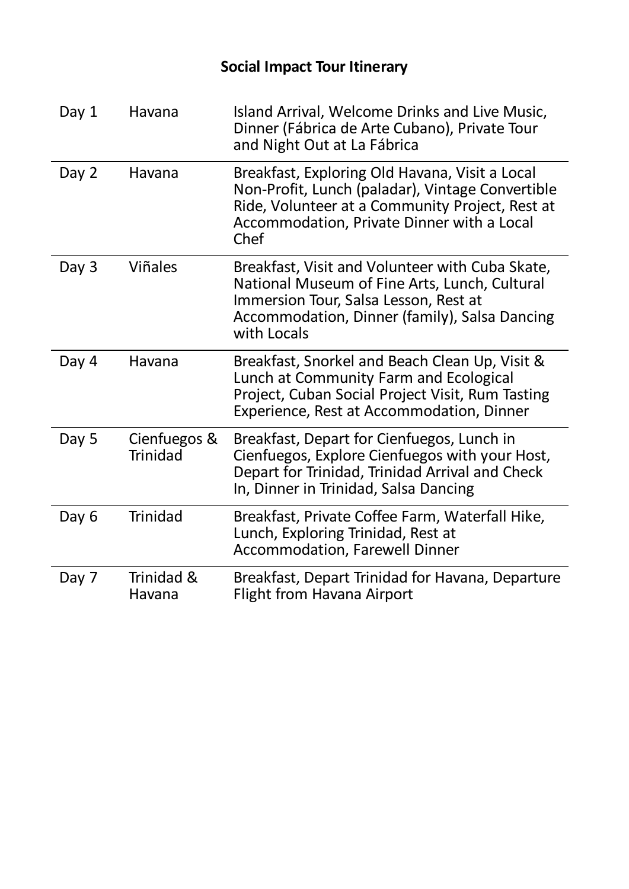**Social Impact Tour Itinerary**

| Day | Location | Activities |
|---|---|---|
| Day 1 | Havana | Island Arrival, Welcome Drinks and Live Music, Dinner (Fábrica de Arte Cubano), Private Tour and Night Out at La Fábrica |
| Day 2 | Havana | Breakfast, Exploring Old Havana, Visit a Local Non-Profit, Lunch (paladar), Vintage Convertible Ride, Volunteer at a Community Project, Rest at Accommodation, Private Dinner with a Local Chef |
| Day 3 | Viñales | Breakfast, Visit and Volunteer with Cuba Skate, National Museum of Fine Arts, Lunch, Cultural Immersion Tour, Salsa Lesson, Rest at Accommodation, Dinner (family), Salsa Dancing with Locals |
| Day 4 | Havana | Breakfast, Snorkel and Beach Clean Up, Visit & Lunch at Community Farm and Ecological Project, Cuban Social Project Visit, Rum Tasting Experience, Rest at Accommodation, Dinner |
| Day 5 | Cienfuegos & Trinidad | Breakfast, Depart for Cienfuegos, Lunch in Cienfuegos, Explore Cienfuegos with your Host, Depart for Trinidad, Trinidad Arrival and Check In, Dinner in Trinidad, Salsa Dancing |
| Day 6 | Trinidad | Breakfast, Private Coffee Farm, Waterfall Hike, Lunch, Exploring Trinidad, Rest at Accommodation, Farewell Dinner |
| Day 7 | Trinidad & Havana | Breakfast, Depart Trinidad for Havana, Departure Flight from Havana Airport |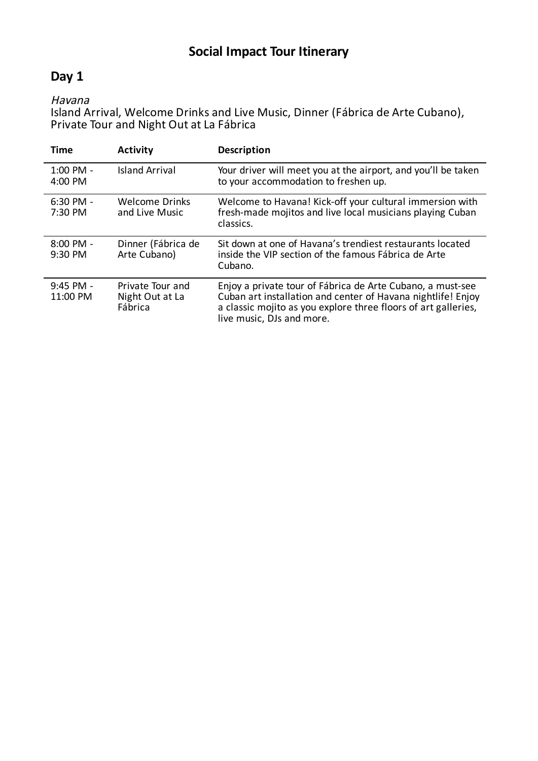# Social Impact Tour Itinerary

## Day 1

*Havana*

Island Arrival, Welcome Drinks and Live Music, Dinner (Fábrica de Arte Cubano), Private Tour and Night Out at La Fábrica

| Time | Activity | Description |
| --- | --- | --- |
| 1:00 PM - 4:00 PM | Island Arrival | Your driver will meet you at the airport, and you'll be taken to your accommodation to freshen up. |
| 6:30 PM - 7:30 PM | Welcome Drinks and Live Music | Welcome to Havana! Kick-off your cultural immersion with fresh-made mojitos and live local musicians playing Cuban classics. |
| 8:00 PM - 9:30 PM | Dinner (Fábrica de Arte Cubano) | Sit down at one of Havana's trendiest restaurants located inside the VIP section of the famous Fábrica de Arte Cubano. |
| 9:45 PM - 11:00 PM | Private Tour and Night Out at La Fábrica | Enjoy a private tour of Fábrica de Arte Cubano, a must-see Cuban art installation and center of Havana nightlife! Enjoy a classic mojito as you explore three floors of art galleries, live music, DJs and more. |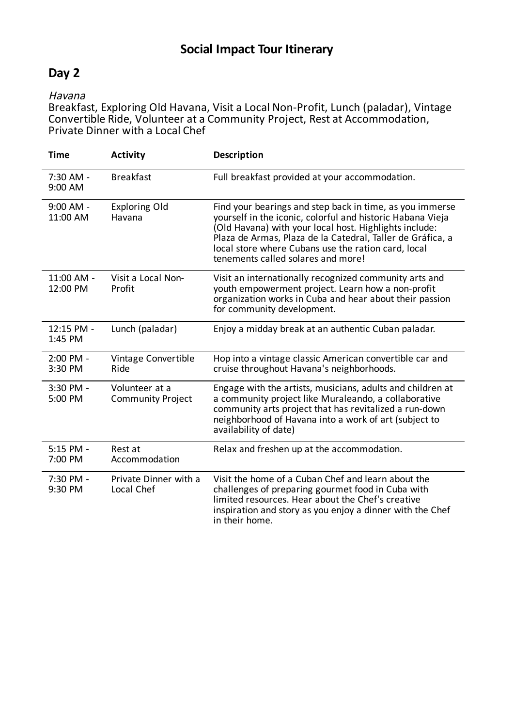# Social Impact Tour Itinerary

## Day 2

*Havana*

Breakfast, Exploring Old Havana, Visit a Local Non-Profit, Lunch (paladar), Vintage Convertible Ride, Volunteer at a Community Project, Rest at Accommodation, Private Dinner with a Local Chef

| Time | Activity | Description |
| --- | --- | --- |
| 7:30 AM - 9:00 AM | Breakfast | Full breakfast provided at your accommodation. |
| 9:00 AM - 11:00 AM | Exploring Old Havana | Find your bearings and step back in time, as you immerse yourself in the iconic, colorful and historic Habana Vieja (Old Havana) with your local host. Highlights include: Plaza de Armas, Plaza de la Catedral, Taller de Gráfica, a local store where Cubans use the ration card, local tenements called solares and more! |
| 11:00 AM - 12:00 PM | Visit a Local Non-Profit | Visit an internationally recognized community arts and youth empowerment project. Learn how a non-profit organization works in Cuba and hear about their passion for community development. |
| 12:15 PM - 1:45 PM | Lunch (paladar) | Enjoy a midday break at an authentic Cuban paladar. |
| 2:00 PM - 3:30 PM | Vintage Convertible Ride | Hop into a vintage classic American convertible car and cruise throughout Havana's neighborhoods. |
| 3:30 PM - 5:00 PM | Volunteer at a Community Project | Engage with the artists, musicians, adults and children at a community project like Muraleando, a collaborative community arts project that has revitalized a run-down neighborhood of Havana into a work of art (subject to availability of date) |
| 5:15 PM - 7:00 PM | Rest at Accommodation | Relax and freshen up at the accommodation. |
| 7:30 PM - 9:30 PM | Private Dinner with a Local Chef | Visit the home of a Cuban Chef and learn about the challenges of preparing gourmet food in Cuba with limited resources. Hear about the Chef's creative inspiration and story as you enjoy a dinner with the Chef in their home. |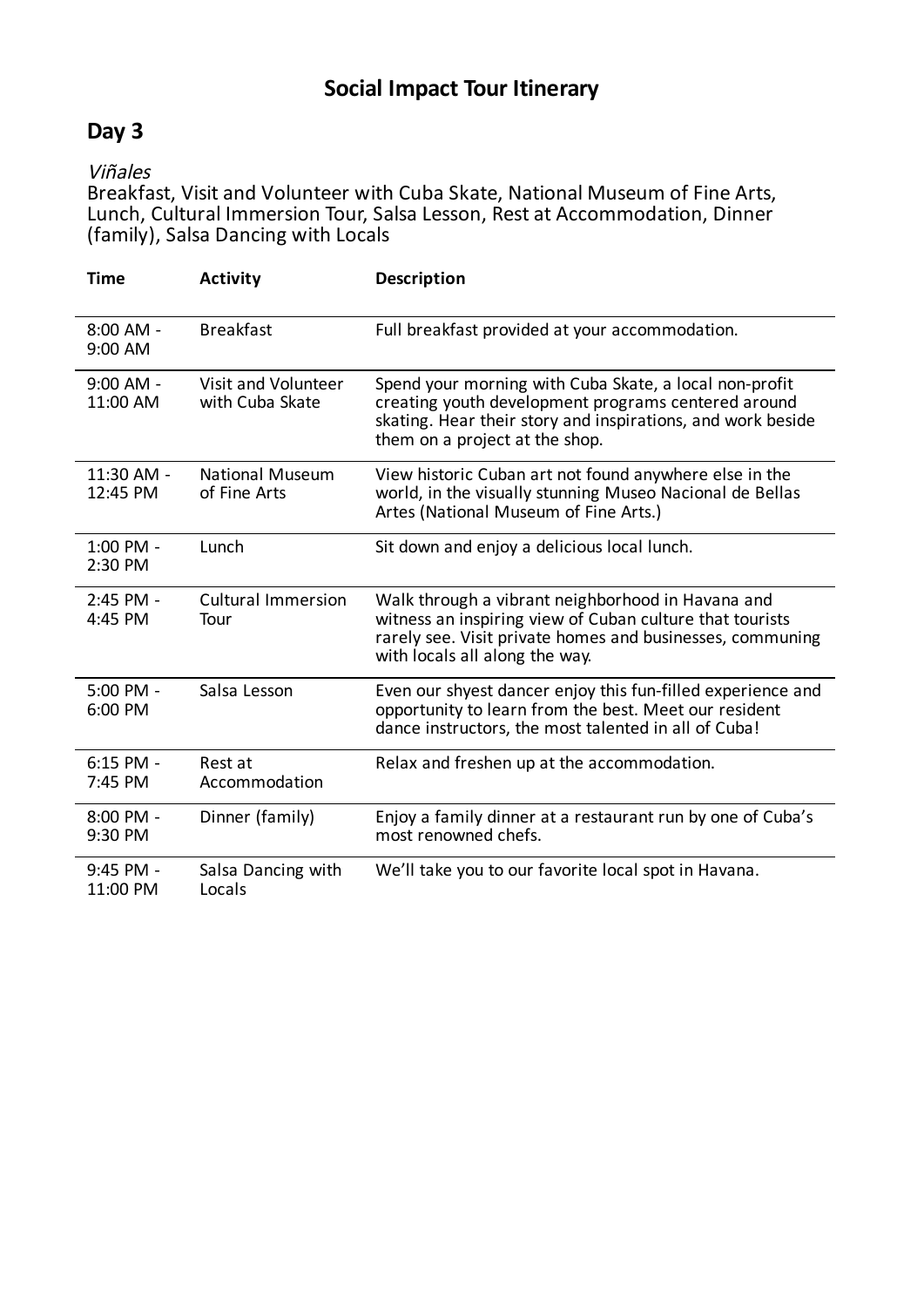# Social Impact Tour Itinerary

## Day 3

*Viñales*

Breakfast, Visit and Volunteer with Cuba Skate, National Museum of Fine Arts, Lunch, Cultural Immersion Tour, Salsa Lesson, Rest at Accommodation, Dinner (family), Salsa Dancing with Locals

| Time | Activity | Description |
|---|---|---|
| 8:00 AM - 9:00 AM | Breakfast | Full breakfast provided at your accommodation. |
| 9:00 AM - 11:00 AM | Visit and Volunteer with Cuba Skate | Spend your morning with Cuba Skate, a local non-profit creating youth development programs centered around skating. Hear their story and inspirations, and work beside them on a project at the shop. |
| 11:30 AM - 12:45 PM | National Museum of Fine Arts | View historic Cuban art not found anywhere else in the world, in the visually stunning Museo Nacional de Bellas Artes (National Museum of Fine Arts.) |
| 1:00 PM - 2:30 PM | Lunch | Sit down and enjoy a delicious local lunch. |
| 2:45 PM - 4:45 PM | Cultural Immersion Tour | Walk through a vibrant neighborhood in Havana and witness an inspiring view of Cuban culture that tourists rarely see. Visit private homes and businesses, communing with locals all along the way. |
| 5:00 PM - 6:00 PM | Salsa Lesson | Even our shyest dancer enjoy this fun-filled experience and opportunity to learn from the best. Meet our resident dance instructors, the most talented in all of Cuba! |
| 6:15 PM - 7:45 PM | Rest at Accommodation | Relax and freshen up at the accommodation. |
| 8:00 PM - 9:30 PM | Dinner (family) | Enjoy a family dinner at a restaurant run by one of Cuba's most renowned chefs. |
| 9:45 PM - 11:00 PM | Salsa Dancing with Locals | We'll take you to our favorite local spot in Havana. |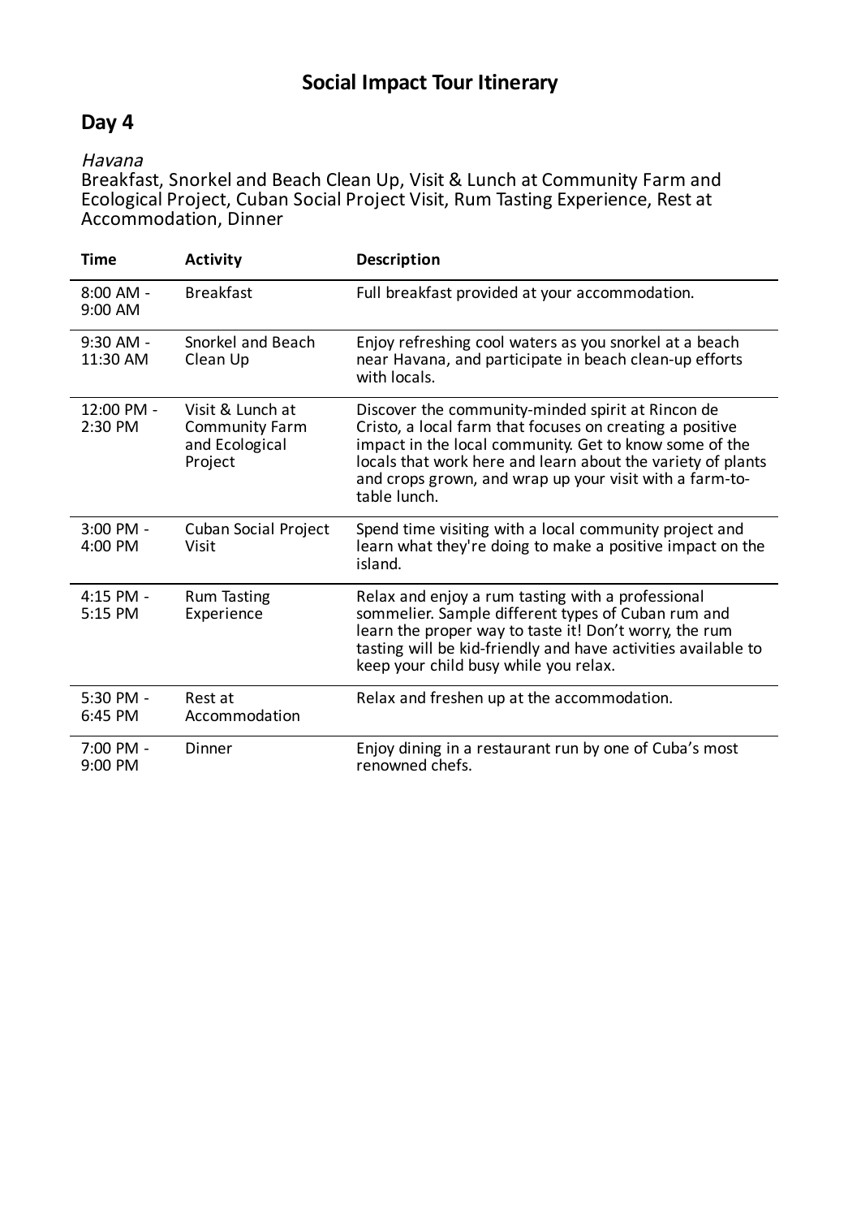# Social Impact Tour Itinerary

## Day 4

*Havana*
Breakfast, Snorkel and Beach Clean Up, Visit & Lunch at Community Farm and Ecological Project, Cuban Social Project Visit, Rum Tasting Experience, Rest at Accommodation, Dinner

| Time | Activity | Description |
|---|---|---|
| 8:00 AM - 9:00 AM | Breakfast | Full breakfast provided at your accommodation. |
| 9:30 AM - 11:30 AM | Snorkel and Beach Clean Up | Enjoy refreshing cool waters as you snorkel at a beach near Havana, and participate in beach clean-up efforts with locals. |
| 12:00 PM - 2:30 PM | Visit & Lunch at Community Farm and Ecological Project | Discover the community-minded spirit at Rincon de Cristo, a local farm that focuses on creating a positive impact in the local community. Get to know some of the locals that work here and learn about the variety of plants and crops grown, and wrap up your visit with a farm-to-table lunch. |
| 3:00 PM - 4:00 PM | Cuban Social Project Visit | Spend time visiting with a local community project and learn what they're doing to make a positive impact on the island. |
| 4:15 PM - 5:15 PM | Rum Tasting Experience | Relax and enjoy a rum tasting with a professional sommelier. Sample different types of Cuban rum and learn the proper way to taste it! Don't worry, the rum tasting will be kid-friendly and have activities available to keep your child busy while you relax. |
| 5:30 PM - 6:45 PM | Rest at Accommodation | Relax and freshen up at the accommodation. |
| 7:00 PM - 9:00 PM | Dinner | Enjoy dining in a restaurant run by one of Cuba's most renowned chefs. |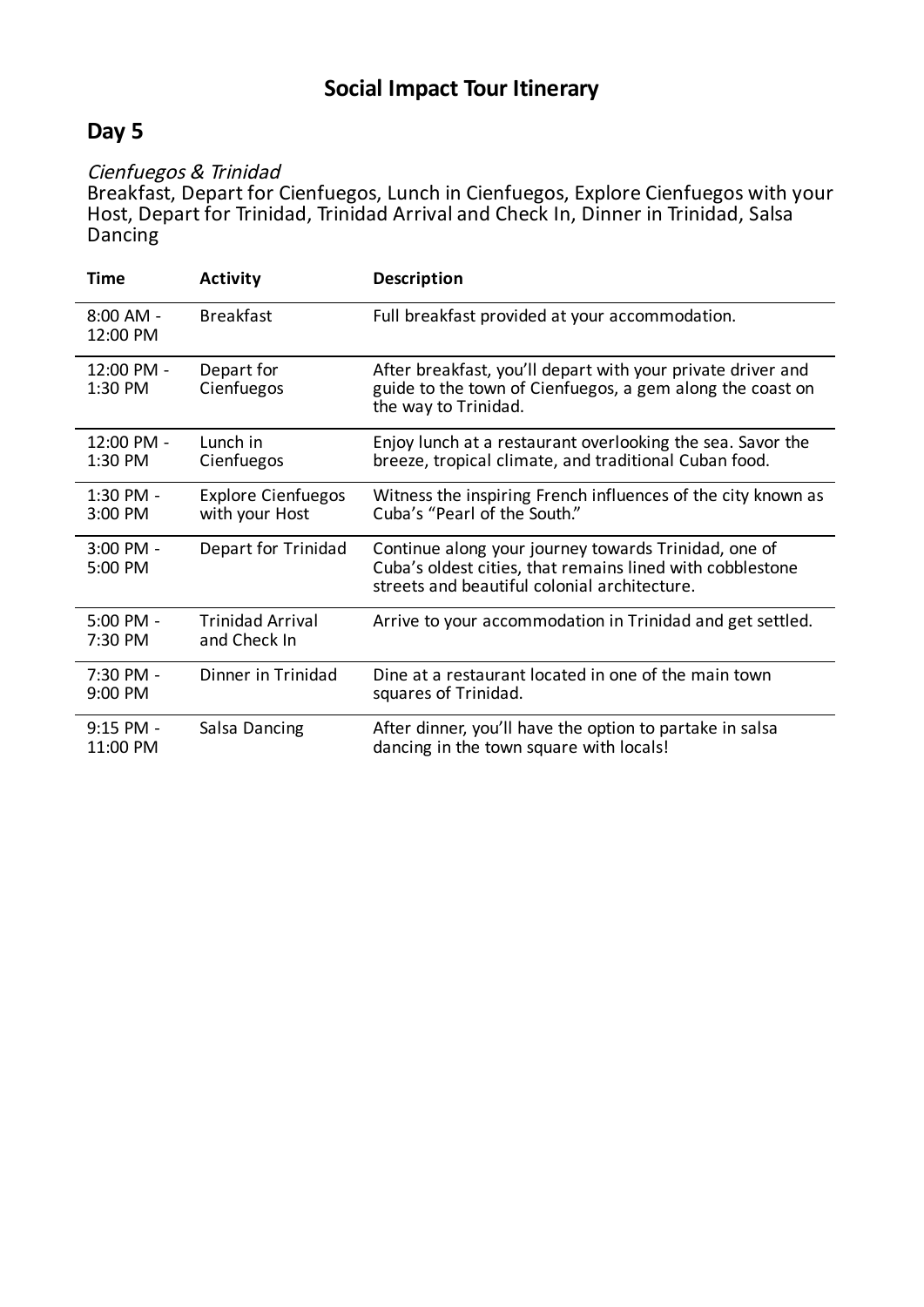# Social Impact Tour Itinerary

## Day 5

*Cienfuegos & Trinidad*
Breakfast, Depart for Cienfuegos, Lunch in Cienfuegos, Explore Cienfuegos with your Host, Depart for Trinidad, Trinidad Arrival and Check In, Dinner in Trinidad, Salsa Dancing

| Time | Activity | Description |
|---|---|---|
| 8:00 AM - 12:00 PM | Breakfast | Full breakfast provided at your accommodation. |
| 12:00 PM - 1:30 PM | Depart for Cienfuegos | After breakfast, you'll depart with your private driver and guide to the town of Cienfuegos, a gem along the coast on the way to Trinidad. |
| 12:00 PM - 1:30 PM | Lunch in Cienfuegos | Enjoy lunch at a restaurant overlooking the sea. Savor the breeze, tropical climate, and traditional Cuban food. |
| 1:30 PM - 3:00 PM | Explore Cienfuegos with your Host | Witness the inspiring French influences of the city known as Cuba's "Pearl of the South." |
| 3:00 PM - 5:00 PM | Depart for Trinidad | Continue along your journey towards Trinidad, one of Cuba's oldest cities, that remains lined with cobblestone streets and beautiful colonial architecture. |
| 5:00 PM - 7:30 PM | Trinidad Arrival and Check In | Arrive to your accommodation in Trinidad and get settled. |
| 7:30 PM - 9:00 PM | Dinner in Trinidad | Dine at a restaurant located in one of the main town squares of Trinidad. |
| 9:15 PM - 11:00 PM | Salsa Dancing | After dinner, you'll have the option to partake in salsa dancing in the town square with locals! |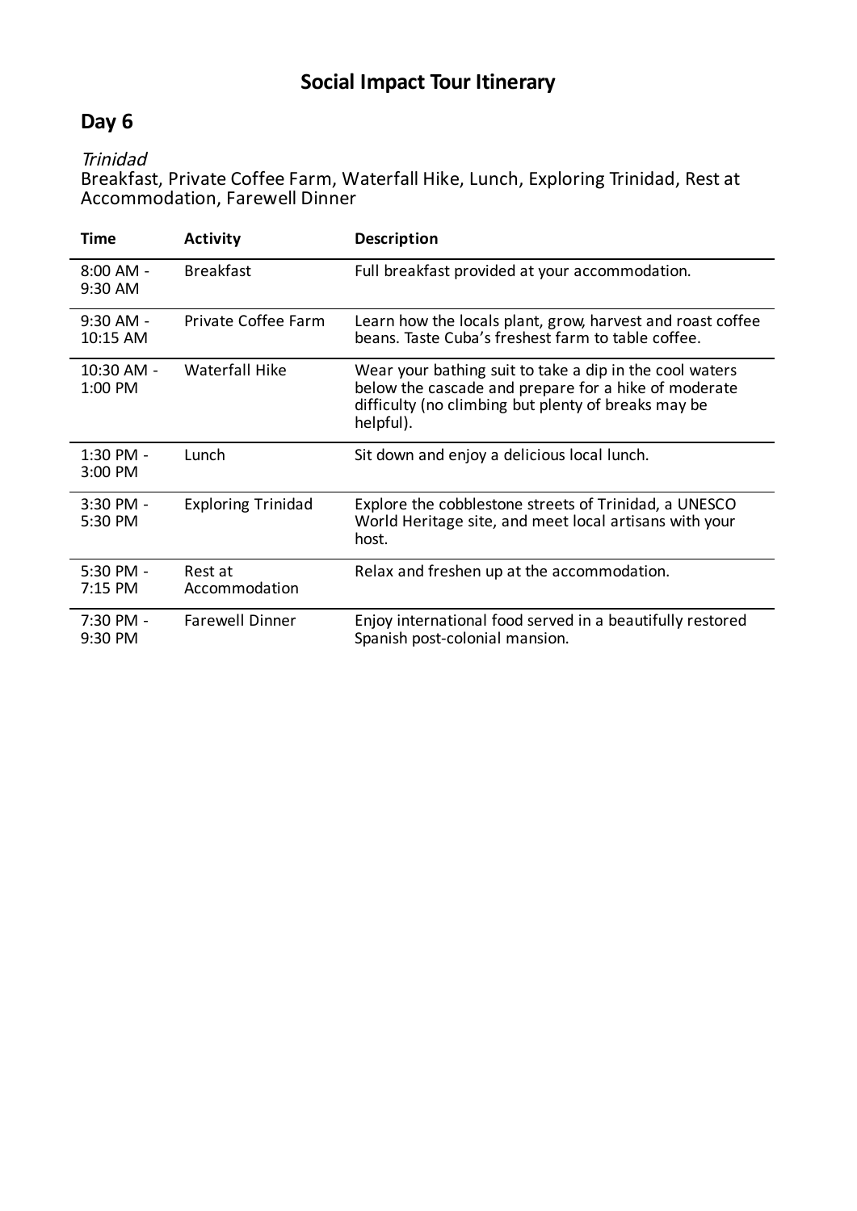# Social Impact Tour Itinerary

## Day 6

*Trinidad*
Breakfast, Private Coffee Farm, Waterfall Hike, Lunch, Exploring Trinidad, Rest at Accommodation, Farewell Dinner

| Time | Activity | Description |
|---|---|---|
| 8:00 AM - 9:30 AM | Breakfast | Full breakfast provided at your accommodation. |
| 9:30 AM - 10:15 AM | Private Coffee Farm | Learn how the locals plant, grow, harvest and roast coffee beans. Taste Cuba's freshest farm to table coffee. |
| 10:30 AM - 1:00 PM | Waterfall Hike | Wear your bathing suit to take a dip in the cool waters below the cascade and prepare for a hike of moderate difficulty (no climbing but plenty of breaks may be helpful). |
| 1:30 PM - 3:00 PM | Lunch | Sit down and enjoy a delicious local lunch. |
| 3:30 PM - 5:30 PM | Exploring Trinidad | Explore the cobblestone streets of Trinidad, a UNESCO World Heritage site, and meet local artisans with your host. |
| 5:30 PM - 7:15 PM | Rest at Accommodation | Relax and freshen up at the accommodation. |
| 7:30 PM - 9:30 PM | Farewell Dinner | Enjoy international food served in a beautifully restored Spanish post-colonial mansion. |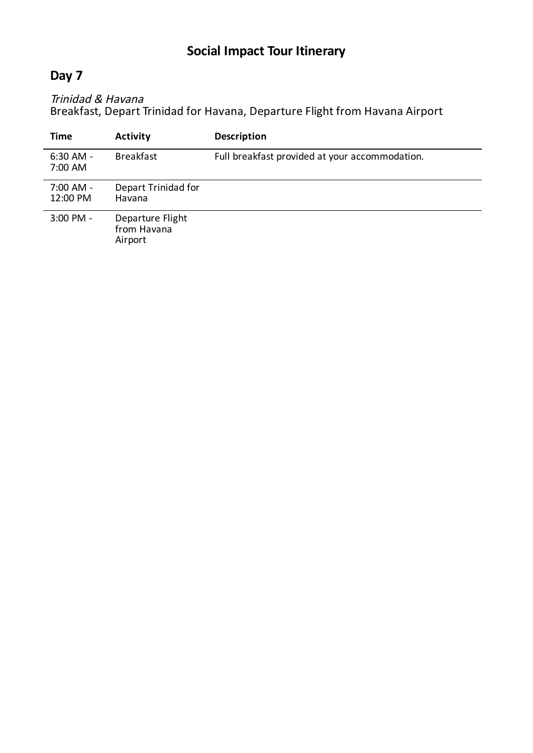# Social Impact Tour Itinerary

## Day 7

*Trinidad & Havana*
Breakfast, Depart Trinidad for Havana, Departure Flight from Havana Airport

| Time | Activity | Description |
|---|---|---|
| 6:30 AM - 7:00 AM | Breakfast | Full breakfast provided at your accommodation. |
| 7:00 AM - 12:00 PM | Depart Trinidad for Havana | |
| 3:00 PM - | Departure Flight from Havana Airport | |